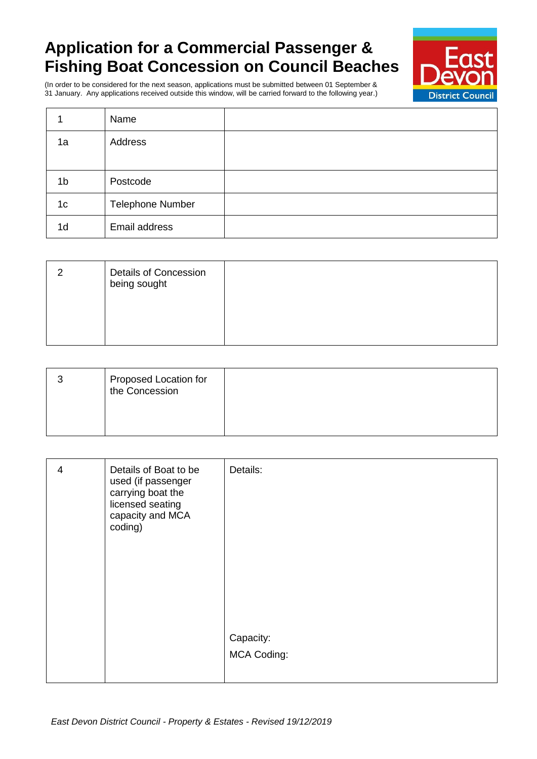# Application for a Commercial Passenger & Fishing Boat Concession on Council Beaches

(In order to be considered for the next season, applications must be submitted between 01 September & 31 January. Any applications received outside this window, will be carried forward to the following year.)

| | | |
|---|---|---|
| 1 | Name | |
| 1a | Address | |
| 1b | Postcode | |
| 1c | Telephone Number | |
| 1d | Email address | |

| | | |
|---|---|---|
| 2 | Details of Concession being sought | |

| | | |
|---|---|---|
| 3 | Proposed Location for the Concession | |

| | | |
|---|---|---|
| 4 | Details of Boat to be used (if passenger carrying boat the licensed seating capacity and MCA coding) | Details:<br><br>Capacity:<br>MCA Coding: |

*East Devon District Council - Property & Estates - Revised 19/12/2019*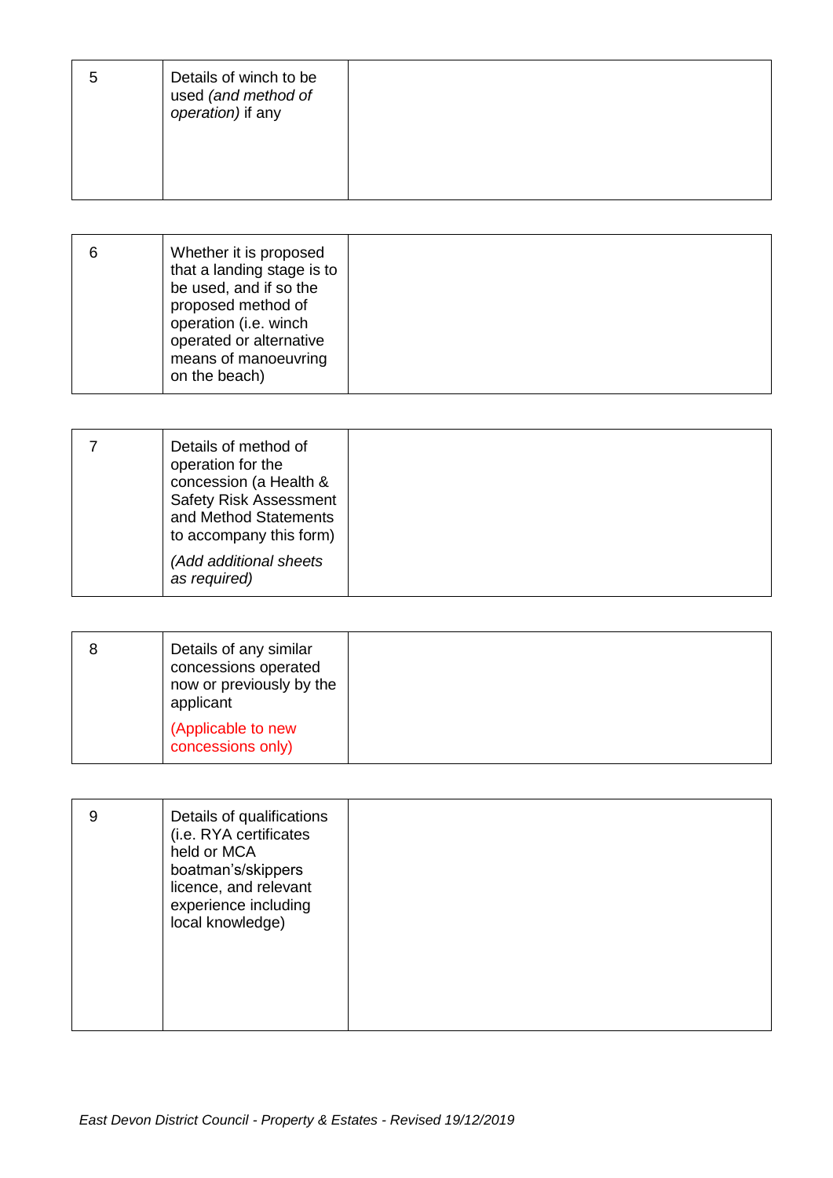| | | |
|---|---|---|
| 5 | Details of winch to be used *(and method of operation)* if any | |

| | | |
|---|---|---|
| 6 | Whether it is proposed that a landing stage is to be used, and if so the proposed method of operation (i.e. winch operated or alternative means of manoeuvring on the beach) | |

| | | |
|---|---|---|
| 7 | Details of method of operation for the concession (a Health & Safety Risk Assessment and Method Statements to accompany this form) *(Add additional sheets as required)* | |

| | | |
|---|---|---|
| 8 | Details of any similar concessions operated now or previously by the applicant (Applicable to new concessions only) | |

| | | |
|---|---|---|
| 9 | Details of qualifications (i.e. RYA certificates held or MCA boatman's/skippers licence, and relevant experience including local knowledge) | |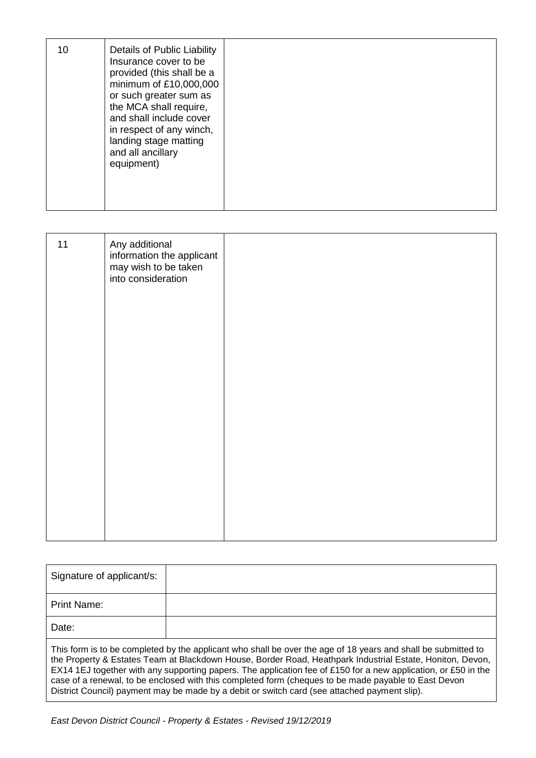| | | |
|---|---|---|
| 10 | Details of Public Liability Insurance cover to be provided (this shall be a minimum of £10,000,000 or such greater sum as the MCA shall require, and shall include cover in respect of any winch, landing stage matting and all ancillary equipment) | |

| | | |
|---|---|---|
| 11 | Any additional information the applicant may wish to be taken into consideration | |

| | |
|---|---|
| Signature of applicant/s: | |
| Print Name: | |
| Date: | |

This form is to be completed by the applicant who shall be over the age of 18 years and shall be submitted to the Property & Estates Team at Blackdown House, Border Road, Heathpark Industrial Estate, Honiton, Devon, EX14 1EJ together with any supporting papers. The application fee of £150 for a new application, or £50 in the case of a renewal, to be enclosed with this completed form (cheques to be made payable to East Devon District Council) payment may be made by a debit or switch card (see attached payment slip).

*East Devon District Council - Property & Estates - Revised 19/12/2019*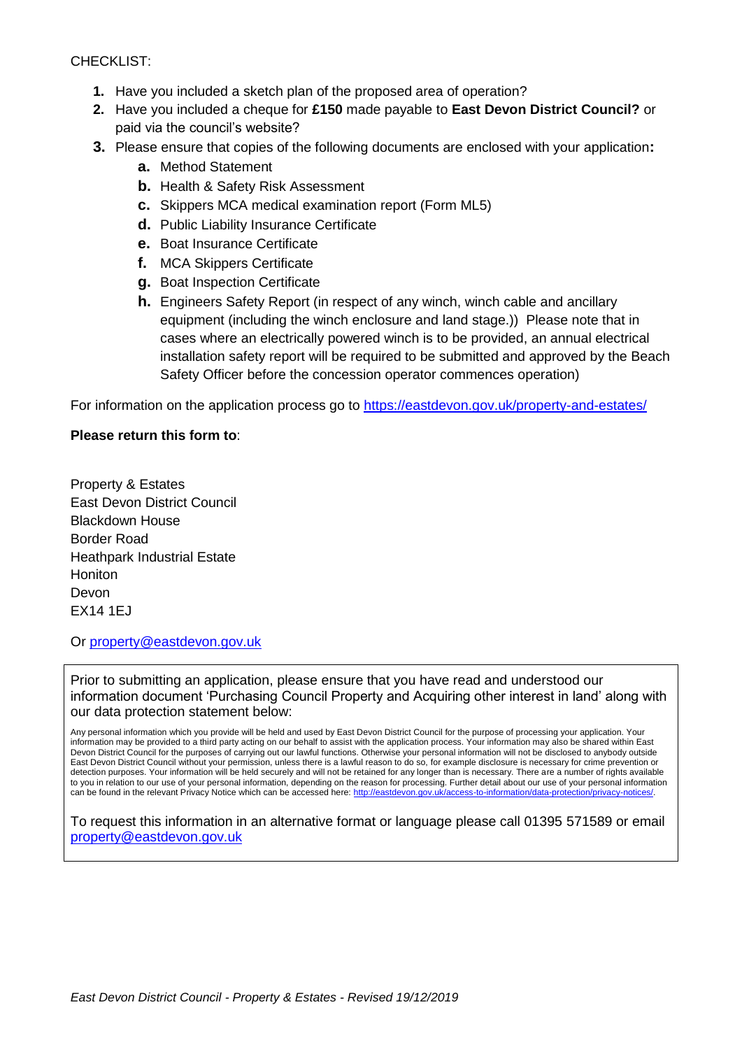CHECKLIST:

1. Have you included a sketch plan of the proposed area of operation?
2. Have you included a cheque for **£150** made payable to **East Devon District Council?** or paid via the council's website?
3. Please ensure that copies of the following documents are enclosed with your application**:**
   a. Method Statement
   b. Health & Safety Risk Assessment
   c. Skippers MCA medical examination report (Form ML5)
   d. Public Liability Insurance Certificate
   e. Boat Insurance Certificate
   f. MCA Skippers Certificate
   g. Boat Inspection Certificate
   h. Engineers Safety Report (in respect of any winch, winch cable and ancillary equipment (including the winch enclosure and land stage.)) Please note that in cases where an electrically powered winch is to be provided, an annual electrical installation safety report will be required to be submitted and approved by the Beach Safety Officer before the concession operator commences operation)

For information on the application process go to https://eastdevon.gov.uk/property-and-estates/

**Please return this form to**:

Property & Estates
East Devon District Council
Blackdown House
Border Road
Heathpark Industrial Estate
Honiton
Devon
EX14 1EJ

Or property@eastdevon.gov.uk

Prior to submitting an application, please ensure that you have read and understood our information document 'Purchasing Council Property and Acquiring other interest in land' along with our data protection statement below:

Any personal information which you provide will be held and used by East Devon District Council for the purpose of processing your application. Your information may be provided to a third party acting on our behalf to assist with the application process. Your information may also be shared within East Devon District Council for the purposes of carrying out our lawful functions. Otherwise your personal information will not be disclosed to anybody outside East Devon District Council without your permission, unless there is a lawful reason to do so, for example disclosure is necessary for crime prevention or detection purposes. Your information will be held securely and will not be retained for any longer than is necessary. There are a number of rights available to you in relation to our use of your personal information, depending on the reason for processing. Further detail about our use of your personal information can be found in the relevant Privacy Notice which can be accessed here: http://eastdevon.gov.uk/access-to-information/data-protection/privacy-notices/.

To request this information in an alternative format or language please call 01395 571589 or email property@eastdevon.gov.uk

*East Devon District Council - Property & Estates - Revised 19/12/2019*